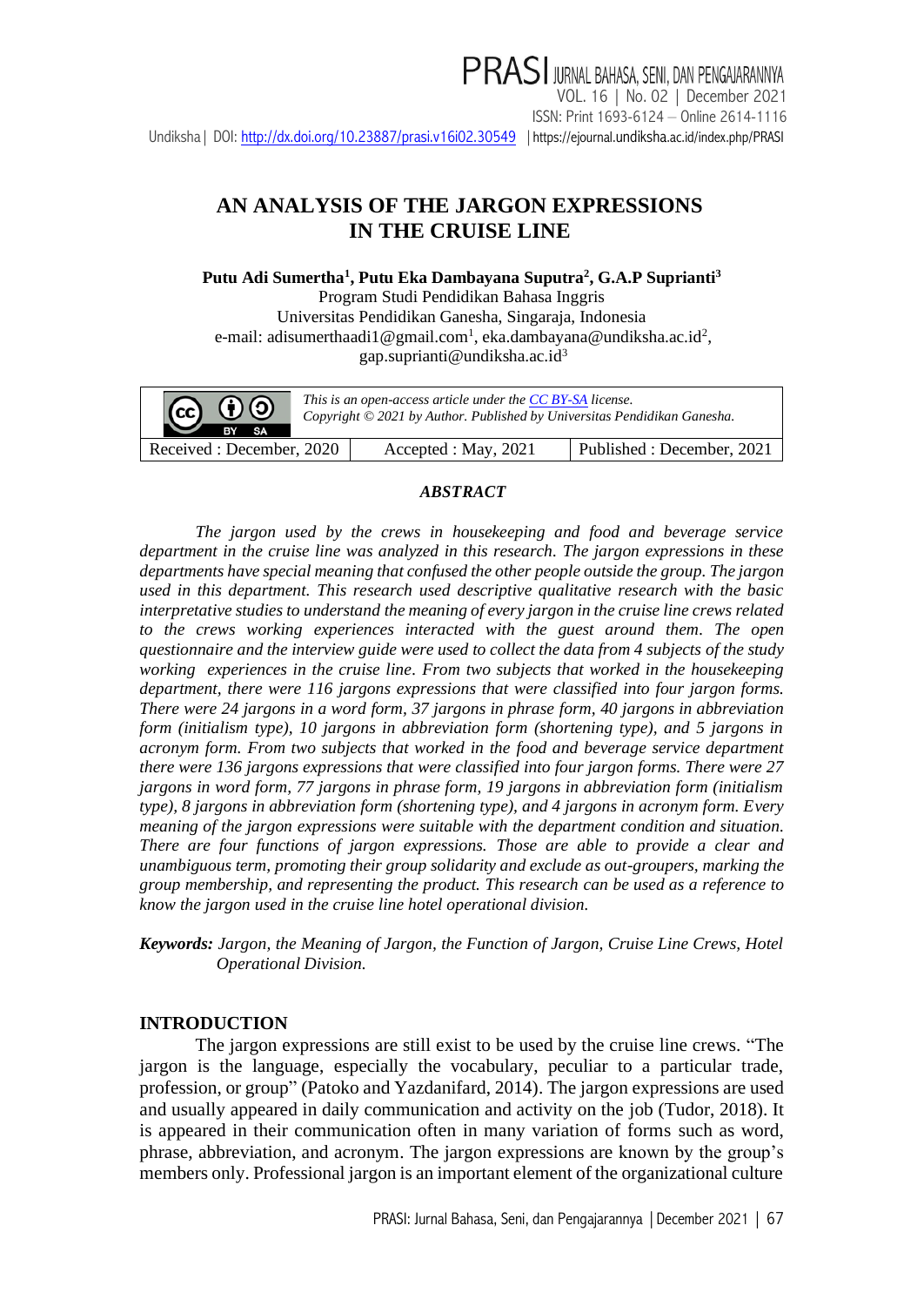# AN ANALYSIS OF THE JARGON EXPRESSIONS IN THE CRUISE LINE

**Putu Adi Sumertha[1], Putu Eka Dambayana Suputra[2], G.A.P Suprianti[3]**
Program Studi Pendidikan Bahasa Inggris
Universitas Pendidikan Ganesha, Singaraja, Indonesia
e-mail: adisumerthaadi1@gmail.com[1], eka.dambayana@undiksha.ac.id[2], gap.suprianti@undiksha.ac.id[3]

| | |
|---|---|
| CC BY-SA | *This is an open-access article under the CC BY-SA license. Copyright © 2021 by Author. Published by Universitas Pendidikan Ganesha.* |

| Received : December, 2020 | Accepted : May, 2021 | Published : December, 2021 |
|---|---|---|

## *ABSTRACT*

*The jargon used by the crews in housekeeping and food and beverage service department in the cruise line was analyzed in this research. The jargon expressions in these departments have special meaning that confused the other people outside the group. The jargon used in this department. This research used descriptive qualitative research with the basic interpretative studies to understand the meaning of every jargon in the cruise line crews related to the crews working experiences interacted with the guest around them. The open questionnaire and the interview guide were used to collect the data from 4 subjects of the study working experiences in the cruise line. From two subjects that worked in the housekeeping department, there were 116 jargons expressions that were classified into four jargon forms. There were 24 jargons in a word form, 37 jargons in phrase form, 40 jargons in abbreviation form (initialism type), 10 jargons in abbreviation form (shortening type), and 5 jargons in acronym form. From two subjects that worked in the food and beverage service department there were 136 jargons expressions that were classified into four jargon forms. There were 27 jargons in word form, 77 jargons in phrase form, 19 jargons in abbreviation form (initialism type), 8 jargons in abbreviation form (shortening type), and 4 jargons in acronym form. Every meaning of the jargon expressions were suitable with the department condition and situation. There are four functions of jargon expressions. Those are able to provide a clear and unambiguous term, promoting their group solidarity and exclude as out-groupers, marking the group membership, and representing the product. This research can be used as a reference to know the jargon used in the cruise line hotel operational division.*

***Keywords:*** *Jargon, the Meaning of Jargon, the Function of Jargon, Cruise Line Crews, Hotel Operational Division.*

## INTRODUCTION

The jargon expressions are still exist to be used by the cruise line crews. "The jargon is the language, especially the vocabulary, peculiar to a particular trade, profession, or group" (Patoko and Yazdanifard, 2014). The jargon expressions are used and usually appeared in daily communication and activity on the job (Tudor, 2018). It is appeared in their communication often in many variation of forms such as word, phrase, abbreviation, and acronym. The jargon expressions are known by the group's members only. Professional jargon is an important element of the organizational culture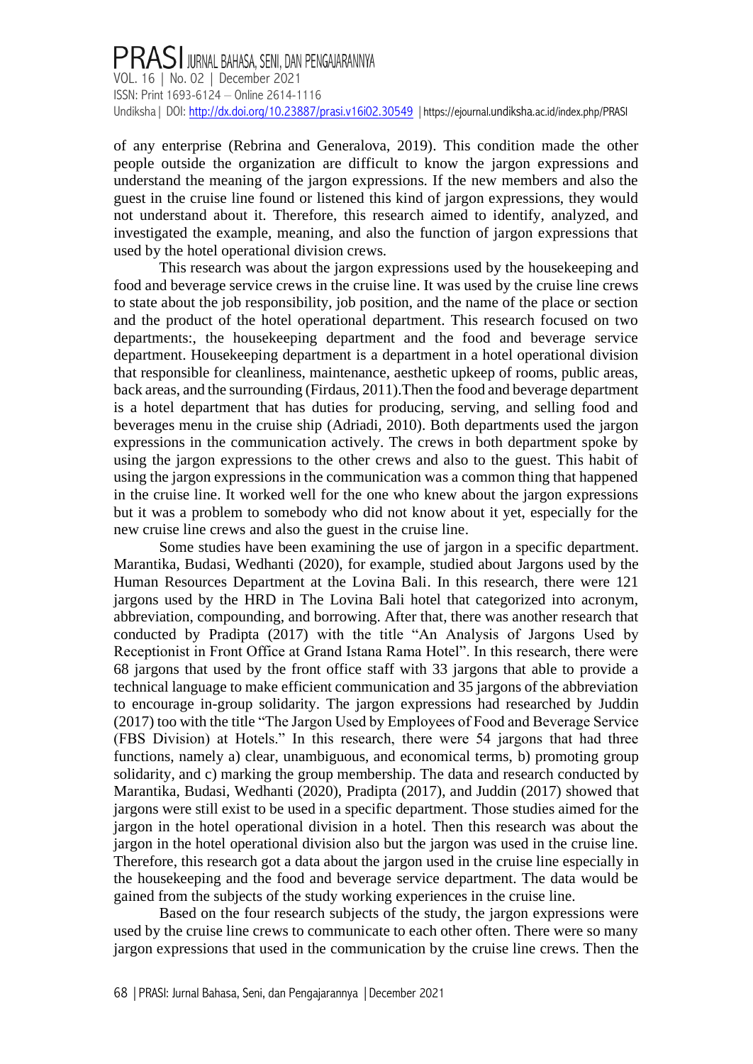of any enterprise (Rebrina and Generalova, 2019). This condition made the other people outside the organization are difficult to know the jargon expressions and understand the meaning of the jargon expressions. If the new members and also the guest in the cruise line found or listened this kind of jargon expressions, they would not understand about it. Therefore, this research aimed to identify, analyzed, and investigated the example, meaning, and also the function of jargon expressions that used by the hotel operational division crews.

This research was about the jargon expressions used by the housekeeping and food and beverage service crews in the cruise line. It was used by the cruise line crews to state about the job responsibility, job position, and the name of the place or section and the product of the hotel operational department. This research focused on two departments:, the housekeeping department and the food and beverage service department. Housekeeping department is a department in a hotel operational division that responsible for cleanliness, maintenance, aesthetic upkeep of rooms, public areas, back areas, and the surrounding (Firdaus, 2011).Then the food and beverage department is a hotel department that has duties for producing, serving, and selling food and beverages menu in the cruise ship (Adriadi, 2010). Both departments used the jargon expressions in the communication actively. The crews in both department spoke by using the jargon expressions to the other crews and also to the guest. This habit of using the jargon expressions in the communication was a common thing that happened in the cruise line. It worked well for the one who knew about the jargon expressions but it was a problem to somebody who did not know about it yet, especially for the new cruise line crews and also the guest in the cruise line.

Some studies have been examining the use of jargon in a specific department. Marantika, Budasi, Wedhanti (2020), for example, studied about Jargons used by the Human Resources Department at the Lovina Bali. In this research, there were 121 jargons used by the HRD in The Lovina Bali hotel that categorized into acronym, abbreviation, compounding, and borrowing. After that, there was another research that conducted by Pradipta (2017) with the title "An Analysis of Jargons Used by Receptionist in Front Office at Grand Istana Rama Hotel". In this research, there were 68 jargons that used by the front office staff with 33 jargons that able to provide a technical language to make efficient communication and 35 jargons of the abbreviation to encourage in-group solidarity. The jargon expressions had researched by Juddin (2017) too with the title "The Jargon Used by Employees of Food and Beverage Service (FBS Division) at Hotels." In this research, there were 54 jargons that had three functions, namely a) clear, unambiguous, and economical terms, b) promoting group solidarity, and c) marking the group membership. The data and research conducted by Marantika, Budasi, Wedhanti (2020), Pradipta (2017), and Juddin (2017) showed that jargons were still exist to be used in a specific department. Those studies aimed for the jargon in the hotel operational division in a hotel. Then this research was about the jargon in the hotel operational division also but the jargon was used in the cruise line. Therefore, this research got a data about the jargon used in the cruise line especially in the housekeeping and the food and beverage service department. The data would be gained from the subjects of the study working experiences in the cruise line.

Based on the four research subjects of the study, the jargon expressions were used by the cruise line crews to communicate to each other often. There were so many jargon expressions that used in the communication by the cruise line crews. Then the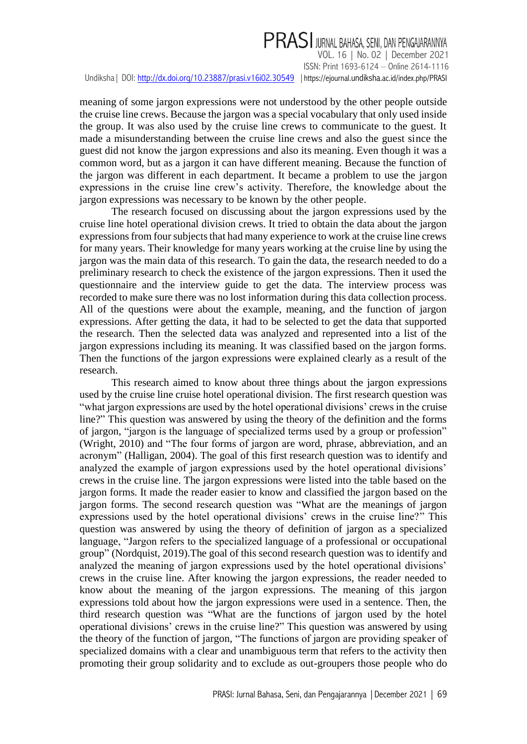meaning of some jargon expressions were not understood by the other people outside the cruise line crews. Because the jargon was a special vocabulary that only used inside the group. It was also used by the cruise line crews to communicate to the guest. It made a misunderstanding between the cruise line crews and also the guest since the guest did not know the jargon expressions and also its meaning. Even though it was a common word, but as a jargon it can have different meaning. Because the function of the jargon was different in each department. It became a problem to use the jargon expressions in the cruise line crew's activity. Therefore, the knowledge about the jargon expressions was necessary to be known by the other people.

The research focused on discussing about the jargon expressions used by the cruise line hotel operational division crews. It tried to obtain the data about the jargon expressions from four subjects that had many experience to work at the cruise line crews for many years. Their knowledge for many years working at the cruise line by using the jargon was the main data of this research. To gain the data, the research needed to do a preliminary research to check the existence of the jargon expressions. Then it used the questionnaire and the interview guide to get the data. The interview process was recorded to make sure there was no lost information during this data collection process. All of the questions were about the example, meaning, and the function of jargon expressions. After getting the data, it had to be selected to get the data that supported the research. Then the selected data was analyzed and represented into a list of the jargon expressions including its meaning. It was classified based on the jargon forms. Then the functions of the jargon expressions were explained clearly as a result of the research.

This research aimed to know about three things about the jargon expressions used by the cruise line cruise hotel operational division. The first research question was "what jargon expressions are used by the hotel operational divisions' crews in the cruise line?" This question was answered by using the theory of the definition and the forms of jargon, "jargon is the language of specialized terms used by a group or profession" (Wright, 2010) and "The four forms of jargon are word, phrase, abbreviation, and an acronym" (Halligan, 2004). The goal of this first research question was to identify and analyzed the example of jargon expressions used by the hotel operational divisions' crews in the cruise line. The jargon expressions were listed into the table based on the jargon forms. It made the reader easier to know and classified the jargon based on the jargon forms. The second research question was "What are the meanings of jargon expressions used by the hotel operational divisions' crews in the cruise line?" This question was answered by using the theory of definition of jargon as a specialized language, "Jargon refers to the specialized language of a professional or occupational group" (Nordquist, 2019).The goal of this second research question was to identify and analyzed the meaning of jargon expressions used by the hotel operational divisions' crews in the cruise line. After knowing the jargon expressions, the reader needed to know about the meaning of the jargon expressions. The meaning of this jargon expressions told about how the jargon expressions were used in a sentence. Then, the third research question was "What are the functions of jargon used by the hotel operational divisions' crews in the cruise line?" This question was answered by using the theory of the function of jargon, "The functions of jargon are providing speaker of specialized domains with a clear and unambiguous term that refers to the activity then promoting their group solidarity and to exclude as out-groupers those people who do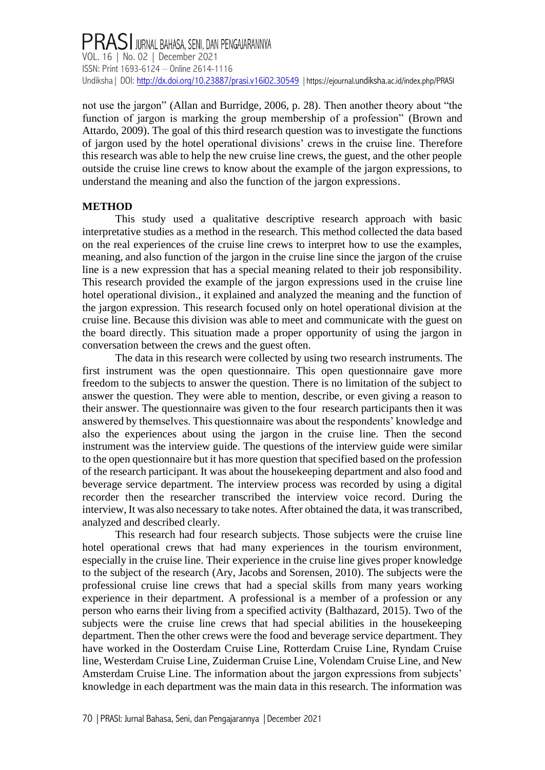not use the jargon" (Allan and Burridge, 2006, p. 28). Then another theory about "the function of jargon is marking the group membership of a profession" (Brown and Attardo, 2009). The goal of this third research question was to investigate the functions of jargon used by the hotel operational divisions' crews in the cruise line. Therefore this research was able to help the new cruise line crews, the guest, and the other people outside the cruise line crews to know about the example of the jargon expressions, to understand the meaning and also the function of the jargon expressions.

## METHOD

This study used a qualitative descriptive research approach with basic interpretative studies as a method in the research. This method collected the data based on the real experiences of the cruise line crews to interpret how to use the examples, meaning, and also function of the jargon in the cruise line since the jargon of the cruise line is a new expression that has a special meaning related to their job responsibility. This research provided the example of the jargon expressions used in the cruise line hotel operational division., it explained and analyzed the meaning and the function of the jargon expression. This research focused only on hotel operational division at the cruise line. Because this division was able to meet and communicate with the guest on the board directly. This situation made a proper opportunity of using the jargon in conversation between the crews and the guest often.

The data in this research were collected by using two research instruments. The first instrument was the open questionnaire. This open questionnaire gave more freedom to the subjects to answer the question. There is no limitation of the subject to answer the question. They were able to mention, describe, or even giving a reason to their answer. The questionnaire was given to the four research participants then it was answered by themselves. This questionnaire was about the respondents' knowledge and also the experiences about using the jargon in the cruise line. Then the second instrument was the interview guide. The questions of the interview guide were similar to the open questionnaire but it has more question that specified based on the profession of the research participant. It was about the housekeeping department and also food and beverage service department. The interview process was recorded by using a digital recorder then the researcher transcribed the interview voice record. During the interview, It was also necessary to take notes. After obtained the data, it was transcribed, analyzed and described clearly.

This research had four research subjects. Those subjects were the cruise line hotel operational crews that had many experiences in the tourism environment, especially in the cruise line. Their experience in the cruise line gives proper knowledge to the subject of the research (Ary, Jacobs and Sorensen, 2010). The subjects were the professional cruise line crews that had a special skills from many years working experience in their department. A professional is a member of a profession or any person who earns their living from a specified activity (Balthazard, 2015). Two of the subjects were the cruise line crews that had special abilities in the housekeeping department. Then the other crews were the food and beverage service department. They have worked in the Oosterdam Cruise Line, Rotterdam Cruise Line, Ryndam Cruise line, Westerdam Cruise Line, Zuiderman Cruise Line, Volendam Cruise Line, and New Amsterdam Cruise Line. The information about the jargon expressions from subjects' knowledge in each department was the main data in this research. The information was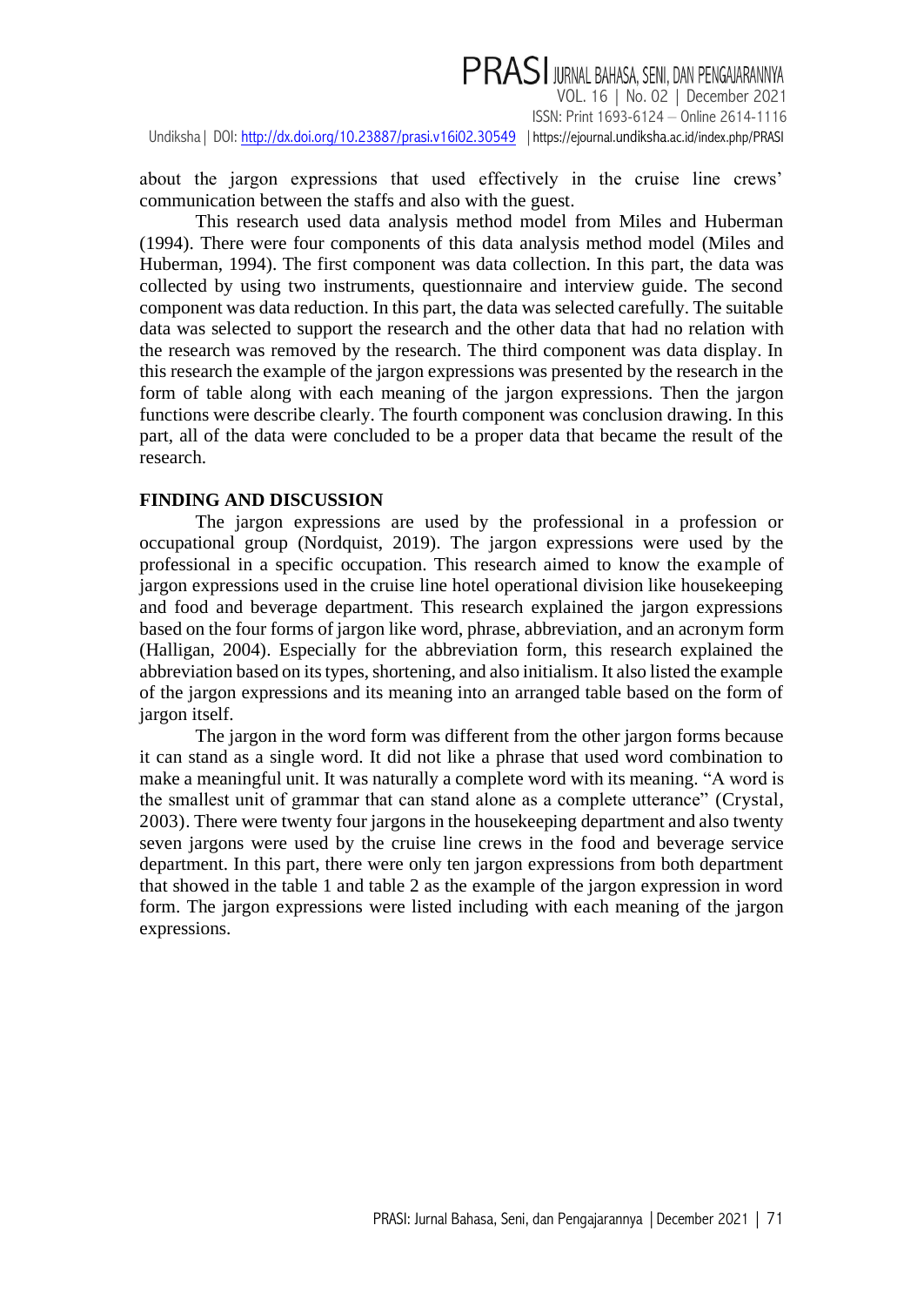about the jargon expressions that used effectively in the cruise line crews' communication between the staffs and also with the guest.

This research used data analysis method model from Miles and Huberman (1994). There were four components of this data analysis method model (Miles and Huberman, 1994). The first component was data collection. In this part, the data was collected by using two instruments, questionnaire and interview guide. The second component was data reduction. In this part, the data was selected carefully. The suitable data was selected to support the research and the other data that had no relation with the research was removed by the research. The third component was data display. In this research the example of the jargon expressions was presented by the research in the form of table along with each meaning of the jargon expressions. Then the jargon functions were describe clearly. The fourth component was conclusion drawing. In this part, all of the data were concluded to be a proper data that became the result of the research.

## FINDING AND DISCUSSION

The jargon expressions are used by the professional in a profession or occupational group (Nordquist, 2019). The jargon expressions were used by the professional in a specific occupation. This research aimed to know the example of jargon expressions used in the cruise line hotel operational division like housekeeping and food and beverage department. This research explained the jargon expressions based on the four forms of jargon like word, phrase, abbreviation, and an acronym form (Halligan, 2004). Especially for the abbreviation form, this research explained the abbreviation based on its types, shortening, and also initialism. It also listed the example of the jargon expressions and its meaning into an arranged table based on the form of jargon itself.

The jargon in the word form was different from the other jargon forms because it can stand as a single word. It did not like a phrase that used word combination to make a meaningful unit. It was naturally a complete word with its meaning. "A word is the smallest unit of grammar that can stand alone as a complete utterance" (Crystal, 2003). There were twenty four jargons in the housekeeping department and also twenty seven jargons were used by the cruise line crews in the food and beverage service department. In this part, there were only ten jargon expressions from both department that showed in the table 1 and table 2 as the example of the jargon expression in word form. The jargon expressions were listed including with each meaning of the jargon expressions.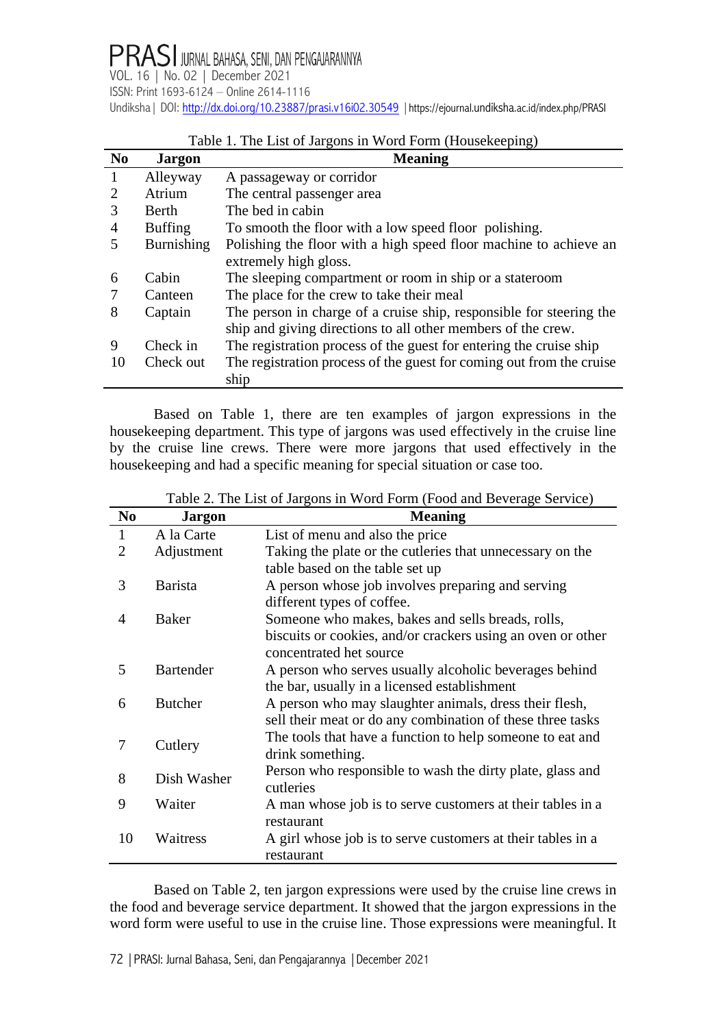Table 1. The List of Jargons in Word Form (Housekeeping)

| No | Jargon | Meaning |
|---|---|---|
| 1 | Alleyway | A passageway or corridor |
| 2 | Atrium | The central passenger area |
| 3 | Berth | The bed in cabin |
| 4 | Buffing | To smooth the floor with a low speed floor polishing. |
| 5 | Burnishing | Polishing the floor with a high speed floor machine to achieve an extremely high gloss. |
| 6 | Cabin | The sleeping compartment or room in ship or a stateroom |
| 7 | Canteen | The place for the crew to take their meal |
| 8 | Captain | The person in charge of a cruise ship, responsible for steering the ship and giving directions to all other members of the crew. |
| 9 | Check in | The registration process of the guest for entering the cruise ship |
| 10 | Check out | The registration process of the guest for coming out from the cruise ship |

Based on Table 1, there are ten examples of jargon expressions in the housekeeping department. This type of jargons was used effectively in the cruise line by the cruise line crews. There were more jargons that used effectively in the housekeeping and had a specific meaning for special situation or case too.

Table 2. The List of Jargons in Word Form (Food and Beverage Service)

| No | Jargon | Meaning |
|---|---|---|
| 1 | A la Carte | List of menu and also the price |
| 2 | Adjustment | Taking the plate or the cutleries that unnecessary on the table based on the table set up |
| 3 | Barista | A person whose job involves preparing and serving different types of coffee. |
| 4 | Baker | Someone who makes, bakes and sells breads, rolls, biscuits or cookies, and/or crackers using an oven or other concentrated het source |
| 5 | Bartender | A person who serves usually alcoholic beverages behind the bar, usually in a licensed establishment |
| 6 | Butcher | A person who may slaughter animals, dress their flesh, sell their meat or do any combination of these three tasks |
| 7 | Cutlery | The tools that have a function to help someone to eat and drink something. |
| 8 | Dish Washer | Person who responsible to wash the dirty plate, glass and cutleries |
| 9 | Waiter | A man whose job is to serve customers at their tables in a restaurant |
| 10 | Waitress | A girl whose job is to serve customers at their tables in a restaurant |

Based on Table 2, ten jargon expressions were used by the cruise line crews in the food and beverage service department. It showed that the jargon expressions in the word form were useful to use in the cruise line. Those expressions were meaningful. It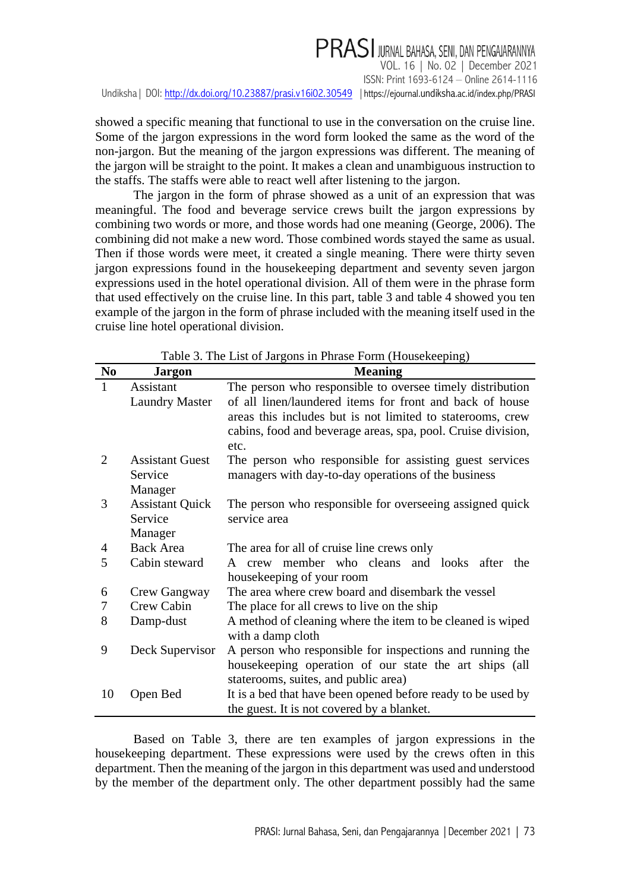showed a specific meaning that functional to use in the conversation on the cruise line. Some of the jargon expressions in the word form looked the same as the word of the non-jargon. But the meaning of the jargon expressions was different. The meaning of the jargon will be straight to the point. It makes a clean and unambiguous instruction to the staffs. The staffs were able to react well after listening to the jargon.

The jargon in the form of phrase showed as a unit of an expression that was meaningful. The food and beverage service crews built the jargon expressions by combining two words or more, and those words had one meaning (George, 2006). The combining did not make a new word. Those combined words stayed the same as usual. Then if those words were meet, it created a single meaning. There were thirty seven jargon expressions found in the housekeeping department and seventy seven jargon expressions used in the hotel operational division. All of them were in the phrase form that used effectively on the cruise line. In this part, table 3 and table 4 showed you ten example of the jargon in the form of phrase included with the meaning itself used in the cruise line hotel operational division.

Table 3. The List of Jargons in Phrase Form (Housekeeping)

| No | Jargon | Meaning |
|---|---|---|
| 1 | Assistant Laundry Master | The person who responsible to oversee timely distribution of all linen/laundered items for front and back of house areas this includes but is not limited to staterooms, crew cabins, food and beverage areas, spa, pool. Cruise division, etc. |
| 2 | Assistant Guest Service Manager | The person who responsible for assisting guest services managers with day-to-day operations of the business |
| 3 | Assistant Quick Service Manager | The person who responsible for overseeing assigned quick service area |
| 4 | Back Area | The area for all of cruise line crews only |
| 5 | Cabin steward | A crew member who cleans and looks after the housekeeping of your room |
| 6 | Crew Gangway | The area where crew board and disembark the vessel |
| 7 | Crew Cabin | The place for all crews to live on the ship |
| 8 | Damp-dust | A method of cleaning where the item to be cleaned is wiped with a damp cloth |
| 9 | Deck Supervisor | A person who responsible for inspections and running the housekeeping operation of our state the art ships (all staterooms, suites, and public area) |
| 10 | Open Bed | It is a bed that have been opened before ready to be used by the guest. It is not covered by a blanket. |

Based on Table 3, there are ten examples of jargon expressions in the housekeeping department. These expressions were used by the crews often in this department. Then the meaning of the jargon in this department was used and understood by the member of the department only. The other department possibly had the same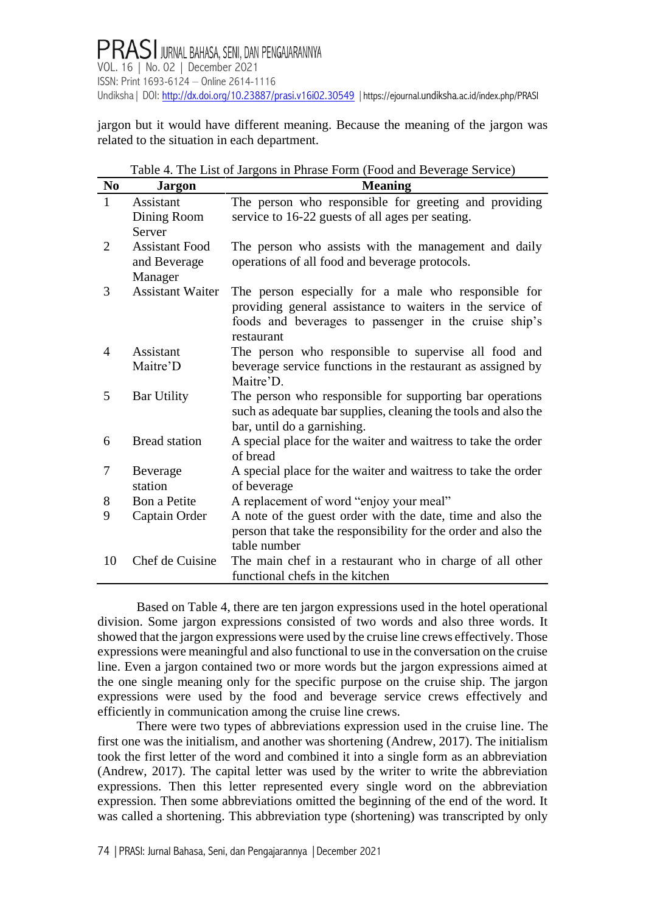jargon but it would have different meaning. Because the meaning of the jargon was related to the situation in each department.

Table 4. The List of Jargons in Phrase Form (Food and Beverage Service)

| No | Jargon | Meaning |
|---|---|---|
| 1 | Assistant Dining Room Server | The person who responsible for greeting and providing service to 16-22 guests of all ages per seating. |
| 2 | Assistant Food and Beverage Manager | The person who assists with the management and daily operations of all food and beverage protocols. |
| 3 | Assistant Waiter | The person especially for a male who responsible for providing general assistance to waiters in the service of foods and beverages to passenger in the cruise ship's restaurant |
| 4 | Assistant Maitre'D | The person who responsible to supervise all food and beverage service functions in the restaurant as assigned by Maitre'D. |
| 5 | Bar Utility | The person who responsible for supporting bar operations such as adequate bar supplies, cleaning the tools and also the bar, until do a garnishing. |
| 6 | Bread station | A special place for the waiter and waitress to take the order of bread |
| 7 | Beverage station | A special place for the waiter and waitress to take the order of beverage |
| 8 | Bon a Petite | A replacement of word "enjoy your meal" |
| 9 | Captain Order | A note of the guest order with the date, time and also the person that take the responsibility for the order and also the table number |
| 10 | Chef de Cuisine | The main chef in a restaurant who in charge of all other functional chefs in the kitchen |

Based on Table 4, there are ten jargon expressions used in the hotel operational division. Some jargon expressions consisted of two words and also three words. It showed that the jargon expressions were used by the cruise line crews effectively. Those expressions were meaningful and also functional to use in the conversation on the cruise line. Even a jargon contained two or more words but the jargon expressions aimed at the one single meaning only for the specific purpose on the cruise ship. The jargon expressions were used by the food and beverage service crews effectively and efficiently in communication among the cruise line crews.

There were two types of abbreviations expression used in the cruise line. The first one was the initialism, and another was shortening (Andrew, 2017). The initialism took the first letter of the word and combined it into a single form as an abbreviation (Andrew, 2017). The capital letter was used by the writer to write the abbreviation expressions. Then this letter represented every single word on the abbreviation expression. Then some abbreviations omitted the beginning of the end of the word. It was called a shortening. This abbreviation type (shortening) was transcripted by only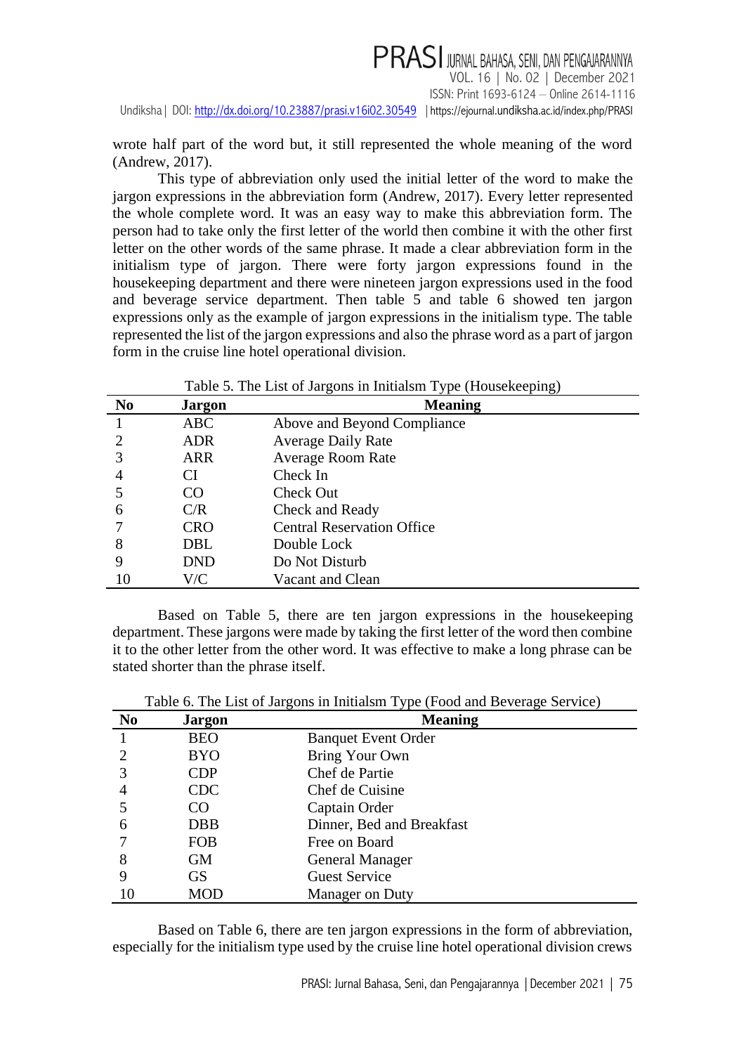wrote half part of the word but, it still represented the whole meaning of the word (Andrew, 2017).

This type of abbreviation only used the initial letter of the word to make the jargon expressions in the abbreviation form (Andrew, 2017). Every letter represented the whole complete word. It was an easy way to make this abbreviation form. The person had to take only the first letter of the world then combine it with the other first letter on the other words of the same phrase. It made a clear abbreviation form in the initialism type of jargon. There were forty jargon expressions found in the housekeeping department and there were nineteen jargon expressions used in the food and beverage service department. Then table 5 and table 6 showed ten jargon expressions only as the example of jargon expressions in the initialism type. The table represented the list of the jargon expressions and also the phrase word as a part of jargon form in the cruise line hotel operational division.

Table 5. The List of Jargons in Initialsm Type (Housekeeping)

| No | Jargon | Meaning |
|---|---|---|
| 1 | ABC | Above and Beyond Compliance |
| 2 | ADR | Average Daily Rate |
| 3 | ARR | Average Room Rate |
| 4 | CI | Check In |
| 5 | CO | Check Out |
| 6 | C/R | Check and Ready |
| 7 | CRO | Central Reservation Office |
| 8 | DBL | Double Lock |
| 9 | DND | Do Not Disturb |
| 10 | V/C | Vacant and Clean |

Based on Table 5, there are ten jargon expressions in the housekeeping department. These jargons were made by taking the first letter of the word then combine it to the other letter from the other word. It was effective to make a long phrase can be stated shorter than the phrase itself.

Table 6. The List of Jargons in Initialsm Type (Food and Beverage Service)

| No | Jargon | Meaning |
|---|---|---|
| 1 | BEO | Banquet Event Order |
| 2 | BYO | Bring Your Own |
| 3 | CDP | Chef de Partie |
| 4 | CDC | Chef de Cuisine |
| 5 | CO | Captain Order |
| 6 | DBB | Dinner, Bed and Breakfast |
| 7 | FOB | Free on Board |
| 8 | GM | General Manager |
| 9 | GS | Guest Service |
| 10 | MOD | Manager on Duty |

Based on Table 6, there are ten jargon expressions in the form of abbreviation, especially for the initialism type used by the cruise line hotel operational division crews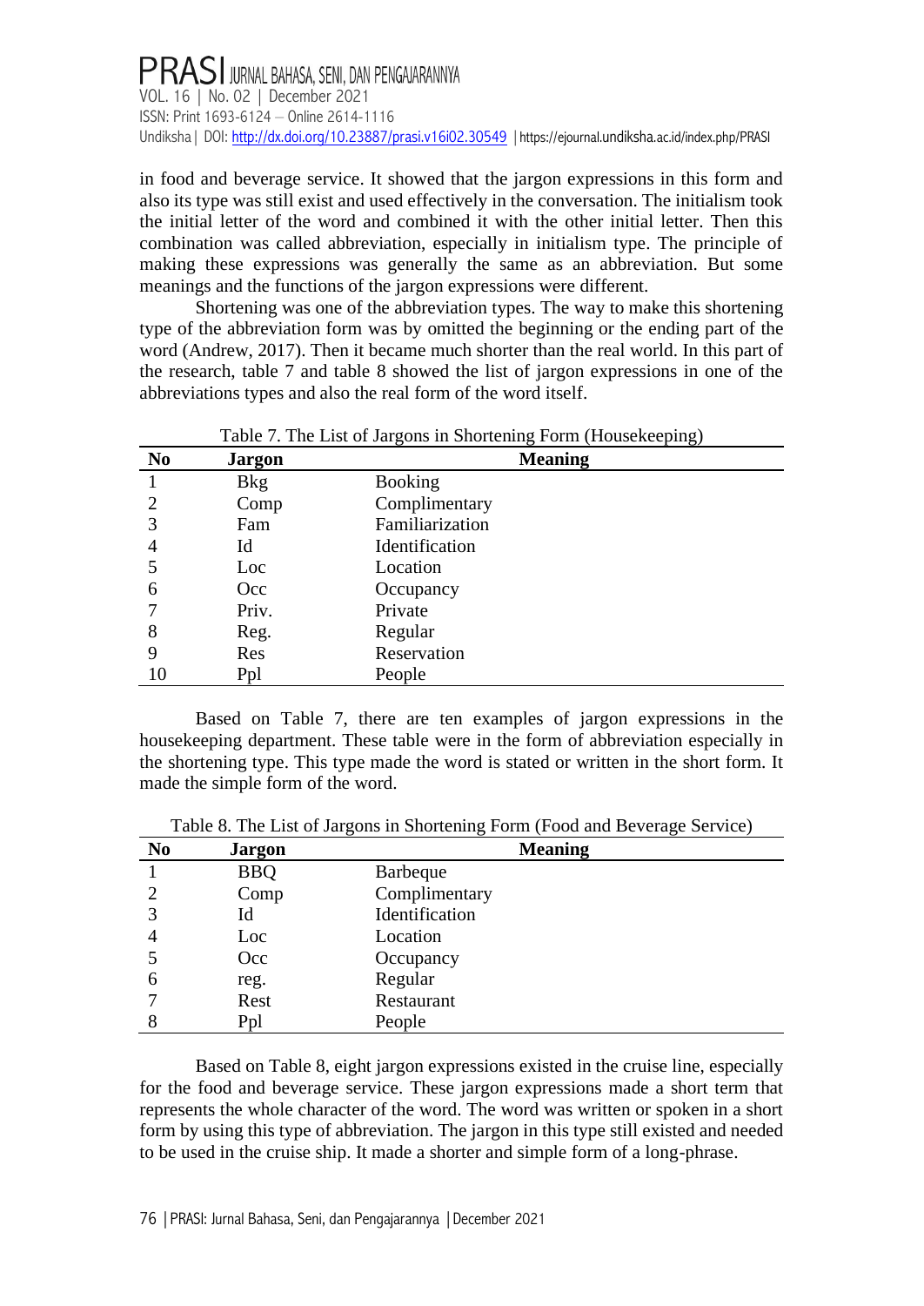in food and beverage service. It showed that the jargon expressions in this form and also its type was still exist and used effectively in the conversation. The initialism took the initial letter of the word and combined it with the other initial letter. Then this combination was called abbreviation, especially in initialism type. The principle of making these expressions was generally the same as an abbreviation. But some meanings and the functions of the jargon expressions were different.

Shortening was one of the abbreviation types. The way to make this shortening type of the abbreviation form was by omitted the beginning or the ending part of the word (Andrew, 2017). Then it became much shorter than the real world. In this part of the research, table 7 and table 8 showed the list of jargon expressions in one of the abbreviations types and also the real form of the word itself.

Table 7. The List of Jargons in Shortening Form (Housekeeping)

| No | Jargon | Meaning |
|---|---|---|
| 1 | Bkg | Booking |
| 2 | Comp | Complimentary |
| 3 | Fam | Familiarization |
| 4 | Id | Identification |
| 5 | Loc | Location |
| 6 | Occ | Occupancy |
| 7 | Priv. | Private |
| 8 | Reg. | Regular |
| 9 | Res | Reservation |
| 10 | Ppl | People |

Based on Table 7, there are ten examples of jargon expressions in the housekeeping department. These table were in the form of abbreviation especially in the shortening type. This type made the word is stated or written in the short form. It made the simple form of the word.

Table 8. The List of Jargons in Shortening Form (Food and Beverage Service)

| No | Jargon | Meaning |
|---|---|---|
| 1 | BBQ | Barbeque |
| 2 | Comp | Complimentary |
| 3 | Id | Identification |
| 4 | Loc | Location |
| 5 | Occ | Occupancy |
| 6 | reg. | Regular |
| 7 | Rest | Restaurant |
| 8 | Ppl | People |

Based on Table 8, eight jargon expressions existed in the cruise line, especially for the food and beverage service. These jargon expressions made a short term that represents the whole character of the word. The word was written or spoken in a short form by using this type of abbreviation. The jargon in this type still existed and needed to be used in the cruise ship. It made a shorter and simple form of a long-phrase.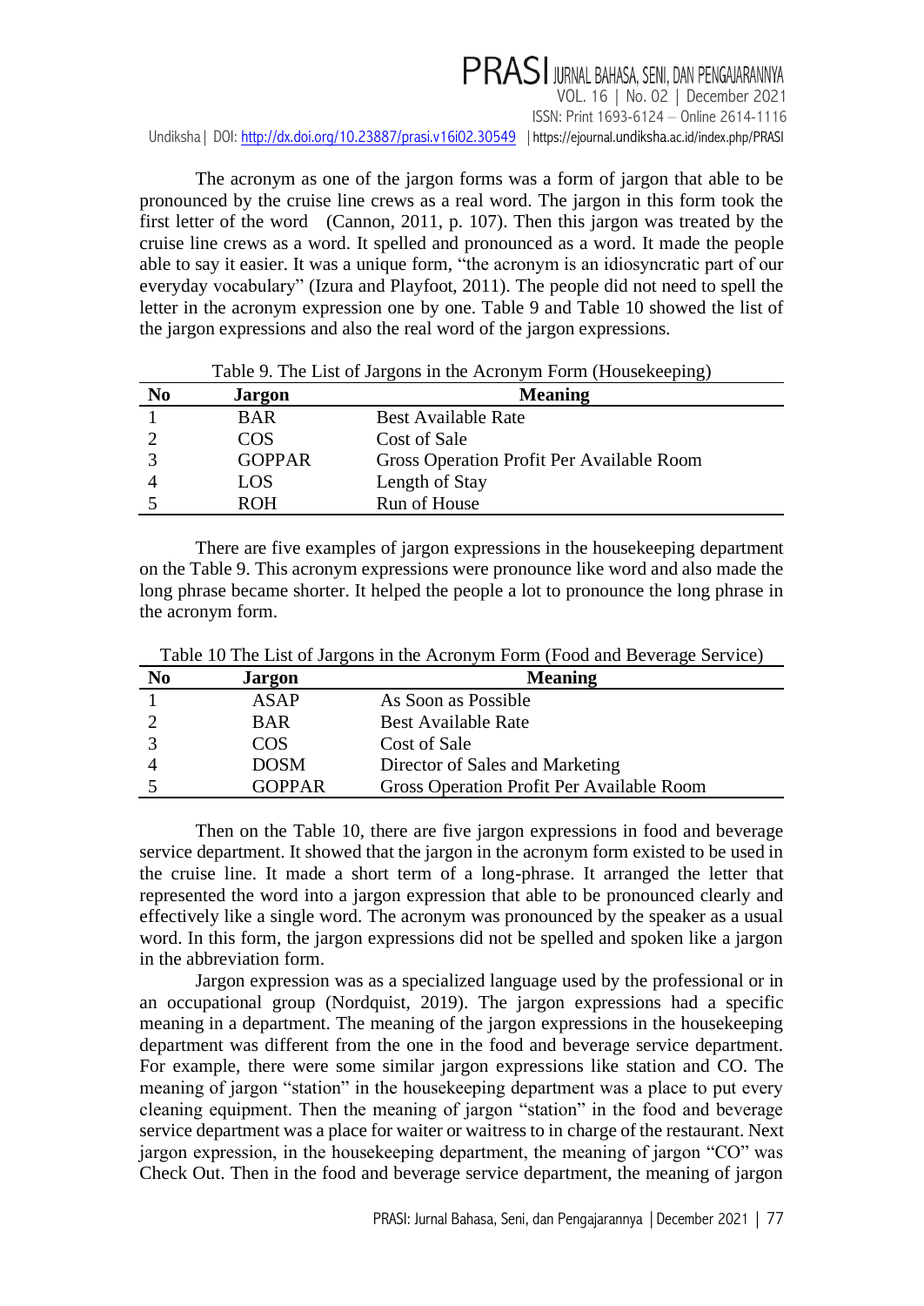The acronym as one of the jargon forms was a form of jargon that able to be pronounced by the cruise line crews as a real word. The jargon in this form took the first letter of the word (Cannon, 2011, p. 107). Then this jargon was treated by the cruise line crews as a word. It spelled and pronounced as a word. It made the people able to say it easier. It was a unique form, "the acronym is an idiosyncratic part of our everyday vocabulary" (Izura and Playfoot, 2011). The people did not need to spell the letter in the acronym expression one by one. Table 9 and Table 10 showed the list of the jargon expressions and also the real word of the jargon expressions.

Table 9. The List of Jargons in the Acronym Form (Housekeeping)

| No | Jargon | Meaning |
|---|---|---|
| 1 | BAR | Best Available Rate |
| 2 | COS | Cost of Sale |
| 3 | GOPPAR | Gross Operation Profit Per Available Room |
| 4 | LOS | Length of Stay |
| 5 | ROH | Run of House |

There are five examples of jargon expressions in the housekeeping department on the Table 9. This acronym expressions were pronounce like word and also made the long phrase became shorter. It helped the people a lot to pronounce the long phrase in the acronym form.

Table 10 The List of Jargons in the Acronym Form (Food and Beverage Service)

| No | Jargon | Meaning |
|---|---|---|
| 1 | ASAP | As Soon as Possible |
| 2 | BAR | Best Available Rate |
| 3 | COS | Cost of Sale |
| 4 | DOSM | Director of Sales and Marketing |
| 5 | GOPPAR | Gross Operation Profit Per Available Room |

Then on the Table 10, there are five jargon expressions in food and beverage service department. It showed that the jargon in the acronym form existed to be used in the cruise line. It made a short term of a long-phrase. It arranged the letter that represented the word into a jargon expression that able to be pronounced clearly and effectively like a single word. The acronym was pronounced by the speaker as a usual word. In this form, the jargon expressions did not be spelled and spoken like a jargon in the abbreviation form.

Jargon expression was as a specialized language used by the professional or in an occupational group (Nordquist, 2019). The jargon expressions had a specific meaning in a department. The meaning of the jargon expressions in the housekeeping department was different from the one in the food and beverage service department. For example, there were some similar jargon expressions like station and CO. The meaning of jargon "station" in the housekeeping department was a place to put every cleaning equipment. Then the meaning of jargon "station" in the food and beverage service department was a place for waiter or waitress to in charge of the restaurant. Next jargon expression, in the housekeeping department, the meaning of jargon "CO" was Check Out. Then in the food and beverage service department, the meaning of jargon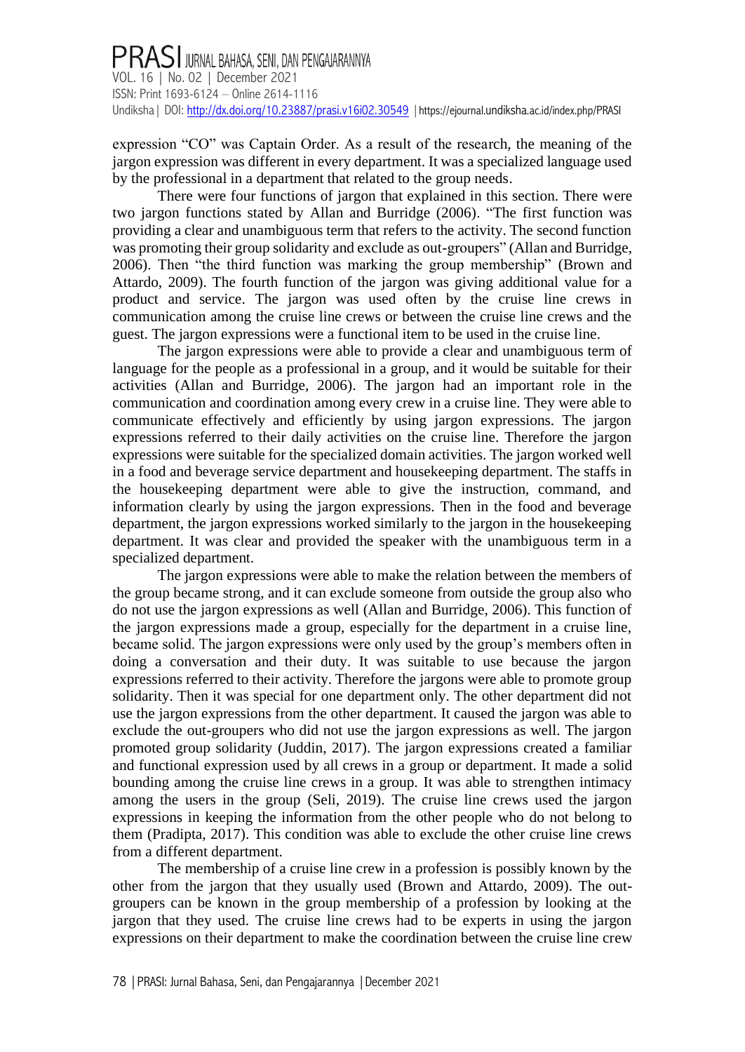expression “CO” was Captain Order. As a result of the research, the meaning of the jargon expression was different in every department. It was a specialized language used by the professional in a department that related to the group needs.

There were four functions of jargon that explained in this section. There were two jargon functions stated by Allan and Burridge (2006). “The first function was providing a clear and unambiguous term that refers to the activity. The second function was promoting their group solidarity and exclude as out-groupers” (Allan and Burridge, 2006). Then “the third function was marking the group membership” (Brown and Attardo, 2009). The fourth function of the jargon was giving additional value for a product and service. The jargon was used often by the cruise line crews in communication among the cruise line crews or between the cruise line crews and the guest. The jargon expressions were a functional item to be used in the cruise line.

The jargon expressions were able to provide a clear and unambiguous term of language for the people as a professional in a group, and it would be suitable for their activities (Allan and Burridge, 2006). The jargon had an important role in the communication and coordination among every crew in a cruise line. They were able to communicate effectively and efficiently by using jargon expressions. The jargon expressions referred to their daily activities on the cruise line. Therefore the jargon expressions were suitable for the specialized domain activities. The jargon worked well in a food and beverage service department and housekeeping department. The staffs in the housekeeping department were able to give the instruction, command, and information clearly by using the jargon expressions. Then in the food and beverage department, the jargon expressions worked similarly to the jargon in the housekeeping department. It was clear and provided the speaker with the unambiguous term in a specialized department.

The jargon expressions were able to make the relation between the members of the group became strong, and it can exclude someone from outside the group also who do not use the jargon expressions as well (Allan and Burridge, 2006). This function of the jargon expressions made a group, especially for the department in a cruise line, became solid. The jargon expressions were only used by the group’s members often in doing a conversation and their duty. It was suitable to use because the jargon expressions referred to their activity. Therefore the jargons were able to promote group solidarity. Then it was special for one department only. The other department did not use the jargon expressions from the other department. It caused the jargon was able to exclude the out-groupers who did not use the jargon expressions as well. The jargon promoted group solidarity (Juddin, 2017). The jargon expressions created a familiar and functional expression used by all crews in a group or department. It made a solid bounding among the cruise line crews in a group. It was able to strengthen intimacy among the users in the group (Seli, 2019). The cruise line crews used the jargon expressions in keeping the information from the other people who do not belong to them (Pradipta, 2017). This condition was able to exclude the other cruise line crews from a different department.

The membership of a cruise line crew in a profession is possibly known by the other from the jargon that they usually used (Brown and Attardo, 2009). The out-groupers can be known in the group membership of a profession by looking at the jargon that they used. The cruise line crews had to be experts in using the jargon expressions on their department to make the coordination between the cruise line crew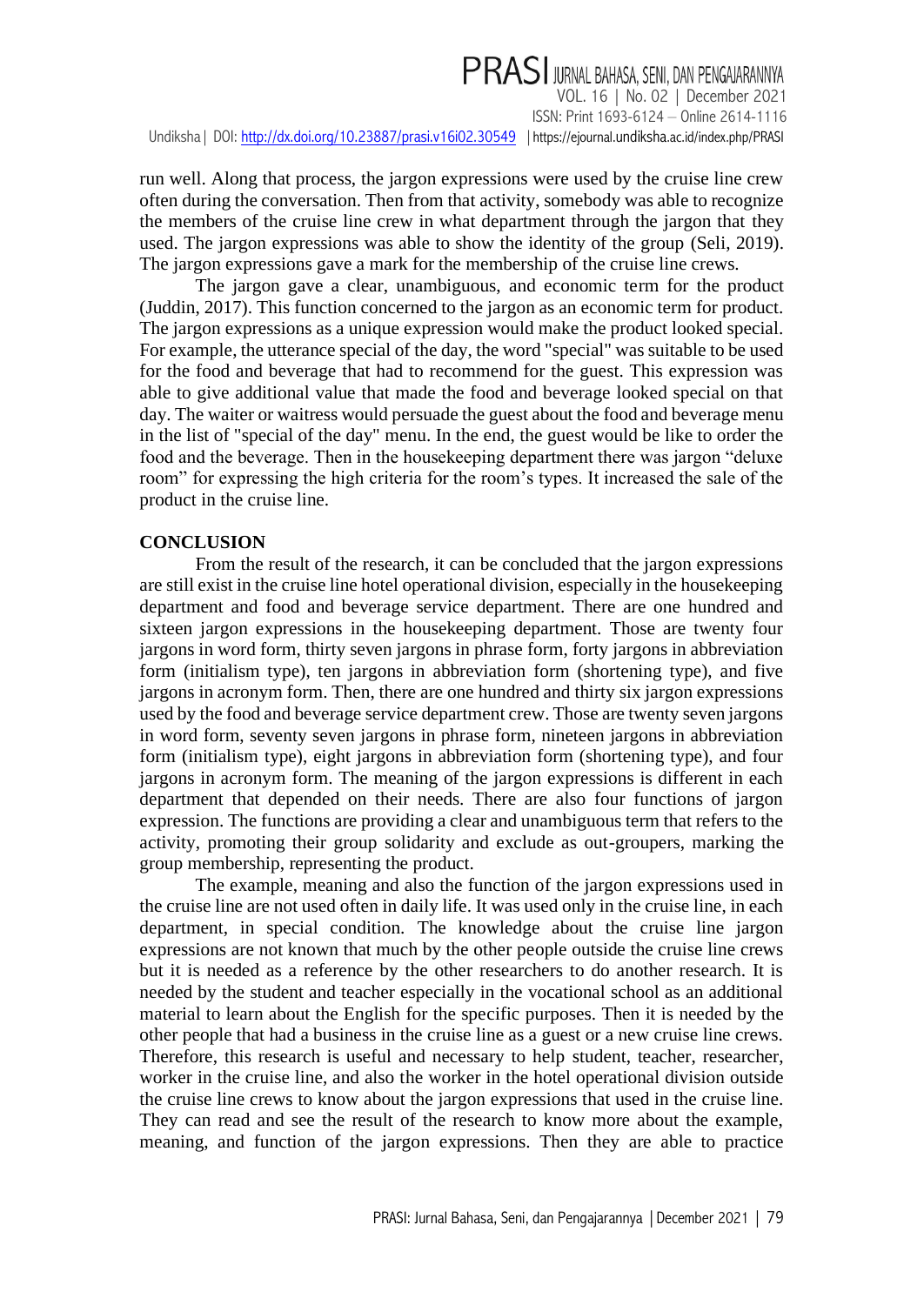run well. Along that process, the jargon expressions were used by the cruise line crew often during the conversation. Then from that activity, somebody was able to recognize the members of the cruise line crew in what department through the jargon that they used. The jargon expressions was able to show the identity of the group (Seli, 2019). The jargon expressions gave a mark for the membership of the cruise line crews.

The jargon gave a clear, unambiguous, and economic term for the product (Juddin, 2017). This function concerned to the jargon as an economic term for product. The jargon expressions as a unique expression would make the product looked special. For example, the utterance special of the day, the word "special" was suitable to be used for the food and beverage that had to recommend for the guest. This expression was able to give additional value that made the food and beverage looked special on that day. The waiter or waitress would persuade the guest about the food and beverage menu in the list of "special of the day" menu. In the end, the guest would be like to order the food and the beverage. Then in the housekeeping department there was jargon "deluxe room" for expressing the high criteria for the room's types. It increased the sale of the product in the cruise line.

## CONCLUSION

From the result of the research, it can be concluded that the jargon expressions are still exist in the cruise line hotel operational division, especially in the housekeeping department and food and beverage service department. There are one hundred and sixteen jargon expressions in the housekeeping department. Those are twenty four jargons in word form, thirty seven jargons in phrase form, forty jargons in abbreviation form (initialism type), ten jargons in abbreviation form (shortening type), and five jargons in acronym form. Then, there are one hundred and thirty six jargon expressions used by the food and beverage service department crew. Those are twenty seven jargons in word form, seventy seven jargons in phrase form, nineteen jargons in abbreviation form (initialism type), eight jargons in abbreviation form (shortening type), and four jargons in acronym form. The meaning of the jargon expressions is different in each department that depended on their needs. There are also four functions of jargon expression. The functions are providing a clear and unambiguous term that refers to the activity, promoting their group solidarity and exclude as out-groupers, marking the group membership, representing the product.

The example, meaning and also the function of the jargon expressions used in the cruise line are not used often in daily life. It was used only in the cruise line, in each department, in special condition. The knowledge about the cruise line jargon expressions are not known that much by the other people outside the cruise line crews but it is needed as a reference by the other researchers to do another research. It is needed by the student and teacher especially in the vocational school as an additional material to learn about the English for the specific purposes. Then it is needed by the other people that had a business in the cruise line as a guest or a new cruise line crews. Therefore, this research is useful and necessary to help student, teacher, researcher, worker in the cruise line, and also the worker in the hotel operational division outside the cruise line crews to know about the jargon expressions that used in the cruise line. They can read and see the result of the research to know more about the example, meaning, and function of the jargon expressions. Then they are able to practice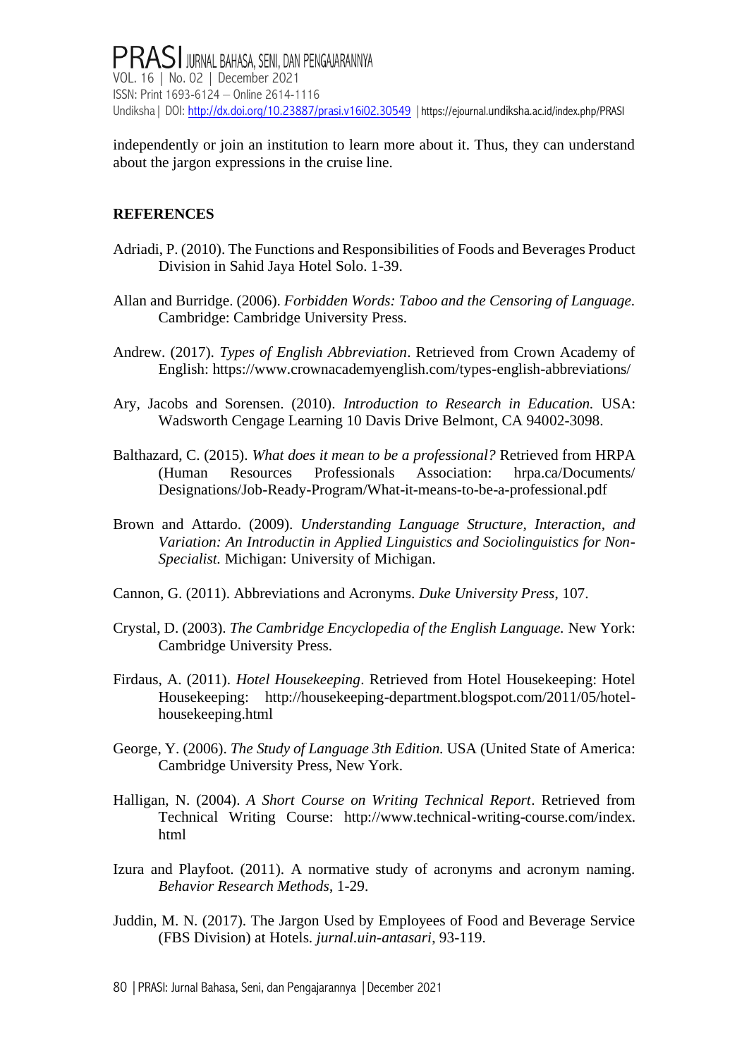independently or join an institution to learn more about it. Thus, they can understand about the jargon expressions in the cruise line.

**REFERENCES**

Adriadi, P. (2010). The Functions and Responsibilities of Foods and Beverages Product Division in Sahid Jaya Hotel Solo. 1-39.

Allan and Burridge. (2006). *Forbidden Words: Taboo and the Censoring of Language*. Cambridge: Cambridge University Press.

Andrew. (2017). *Types of English Abbreviation*. Retrieved from Crown Academy of English: https://www.crownacademyenglish.com/types-english-abbreviations/

Ary, Jacobs and Sorensen. (2010). *Introduction to Research in Education.* USA: Wadsworth Cengage Learning 10 Davis Drive Belmont, CA 94002-3098.

Balthazard, C. (2015). *What does it mean to be a professional?* Retrieved from HRPA (Human Resources Professionals Association: hrpa.ca/Documents/Designations/Job-Ready-Program/What-it-means-to-be-a-professional.pdf

Brown and Attardo. (2009). *Understanding Language Structure, Interaction, and Variation: An Introductin in Applied Linguistics and Sociolinguistics for Non-Specialist.* Michigan: University of Michigan.

Cannon, G. (2011). Abbreviations and Acronyms. *Duke University Press*, 107.

Crystal, D. (2003). *The Cambridge Encyclopedia of the English Language.* New York: Cambridge University Press.

Firdaus, A. (2011). *Hotel Housekeeping*. Retrieved from Hotel Housekeeping: Hotel Housekeeping: http://housekeeping-department.blogspot.com/2011/05/hotel-housekeeping.html

George, Y. (2006). *The Study of Language 3th Edition.* USA (United State of America: Cambridge University Press, New York.

Halligan, N. (2004). *A Short Course on Writing Technical Report*. Retrieved from Technical Writing Course: http://www.technical-writing-course.com/index.html

Izura and Playfoot. (2011). A normative study of acronyms and acronym naming. *Behavior Research Methods*, 1-29.

Juddin, M. N. (2017). The Jargon Used by Employees of Food and Beverage Service (FBS Division) at Hotels. *jurnal.uin-antasari*, 93-119.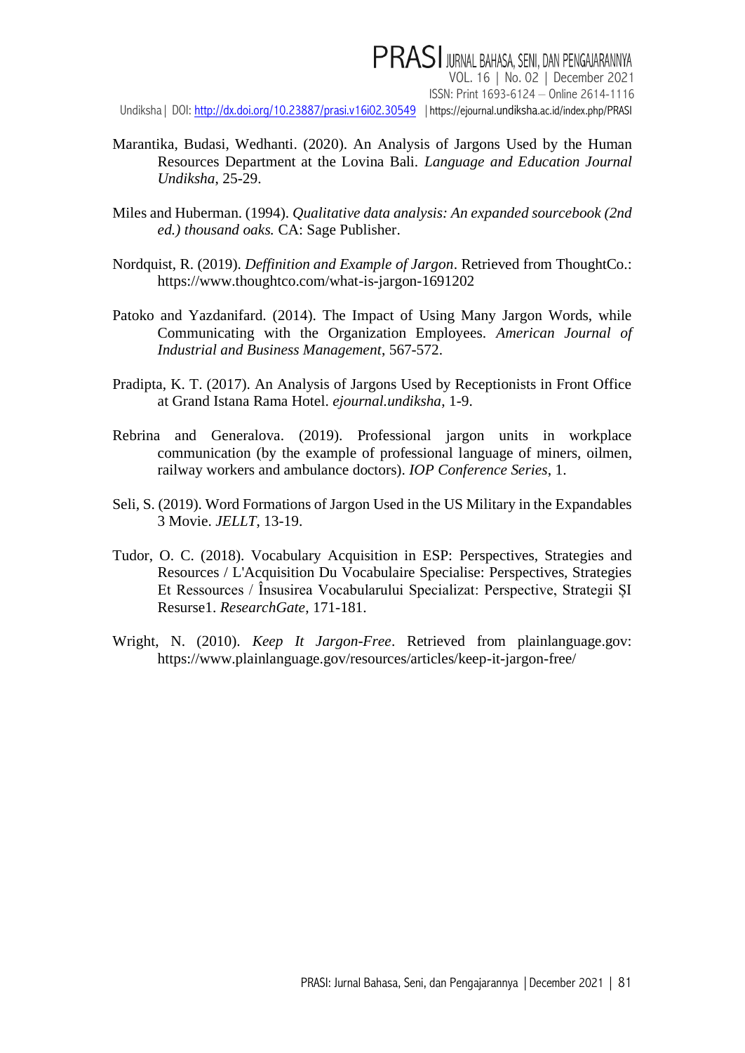Marantika, Budasi, Wedhanti. (2020). An Analysis of Jargons Used by the Human Resources Department at the Lovina Bali. *Language and Education Journal Undiksha*, 25-29.

Miles and Huberman. (1994). *Qualitative data analysis: An expanded sourcebook (2nd ed.) thousand oaks.* CA: Sage Publisher.

Nordquist, R. (2019). *Deffinition and Example of Jargon*. Retrieved from ThoughtCo.: https://www.thoughtco.com/what-is-jargon-1691202

Patoko and Yazdanifard. (2014). The Impact of Using Many Jargon Words, while Communicating with the Organization Employees. *American Journal of Industrial and Business Management*, 567-572.

Pradipta, K. T. (2017). An Analysis of Jargons Used by Receptionists in Front Office at Grand Istana Rama Hotel. *ejournal.undiksha*, 1-9.

Rebrina and Generalova. (2019). Professional jargon units in workplace communication (by the example of professional language of miners, oilmen, railway workers and ambulance doctors). *IOP Conference Series*, 1.

Seli, S. (2019). Word Formations of Jargon Used in the US Military in the Expandables 3 Movie. *JELLT*, 13-19.

Tudor, O. C. (2018). Vocabulary Acquisition in ESP: Perspectives, Strategies and Resources / L'Acquisition Du Vocabulaire Specialise: Perspectives, Strategies Et Ressources / Însusirea Vocabularului Specializat: Perspective, Strategii ȘI Resurse1. *ResearchGate*, 171-181.

Wright, N. (2010). *Keep It Jargon-Free*. Retrieved from plainlanguage.gov: https://www.plainlanguage.gov/resources/articles/keep-it-jargon-free/